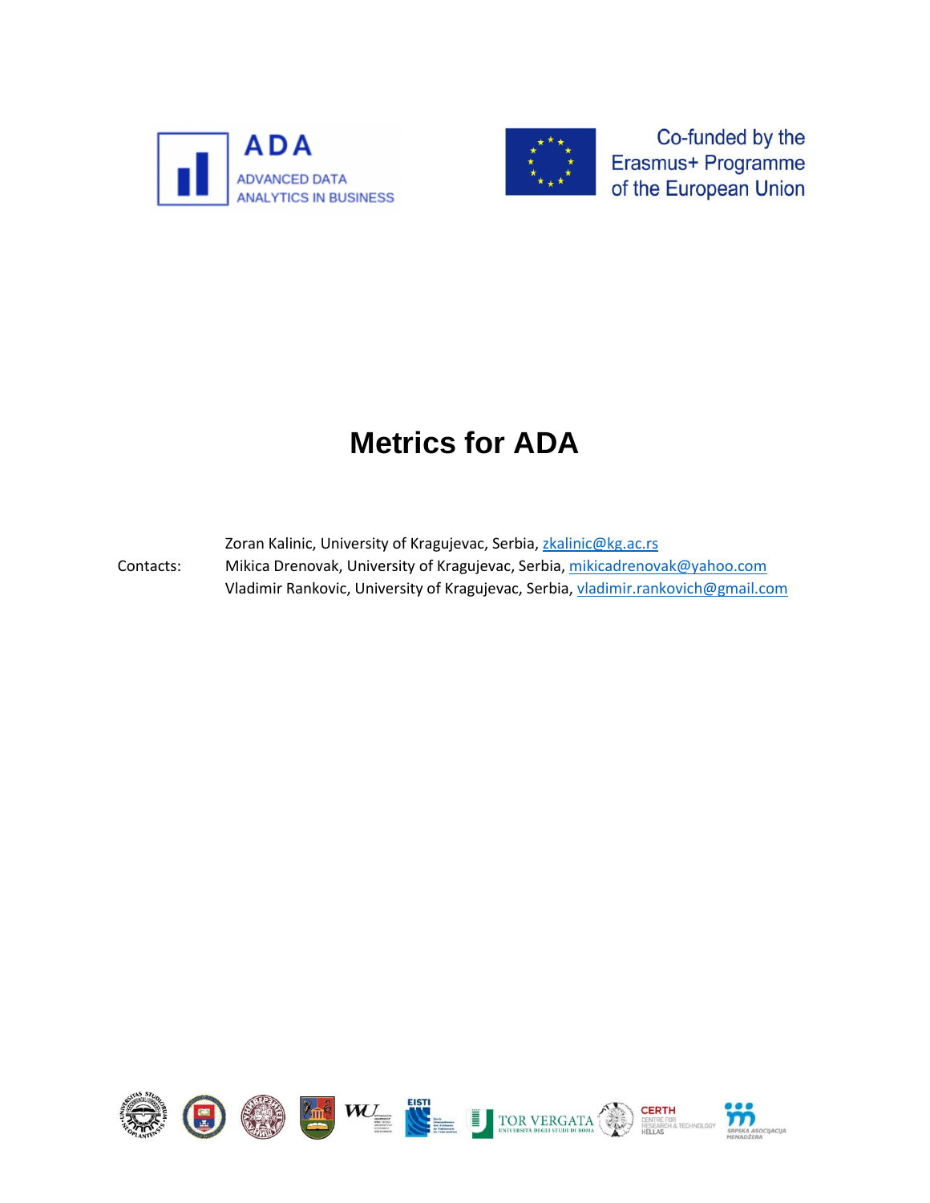ADA

ADVANCED DATA ANALYTICS IN BUSINESS

Co-funded by the Erasmus+ Programme of the European Union

# Metrics for ADA

Contacts:

Zoran Kalinic, University of Kragujevac, Serbia, zkalinic@kg.ac.rs

Mikica Drenovak, University of Kragujevac, Serbia, mikicadrenovak@yahoo.com

Vladimir Rankovic, University of Kragujevac, Serbia, vladimir.rankovich@gmail.com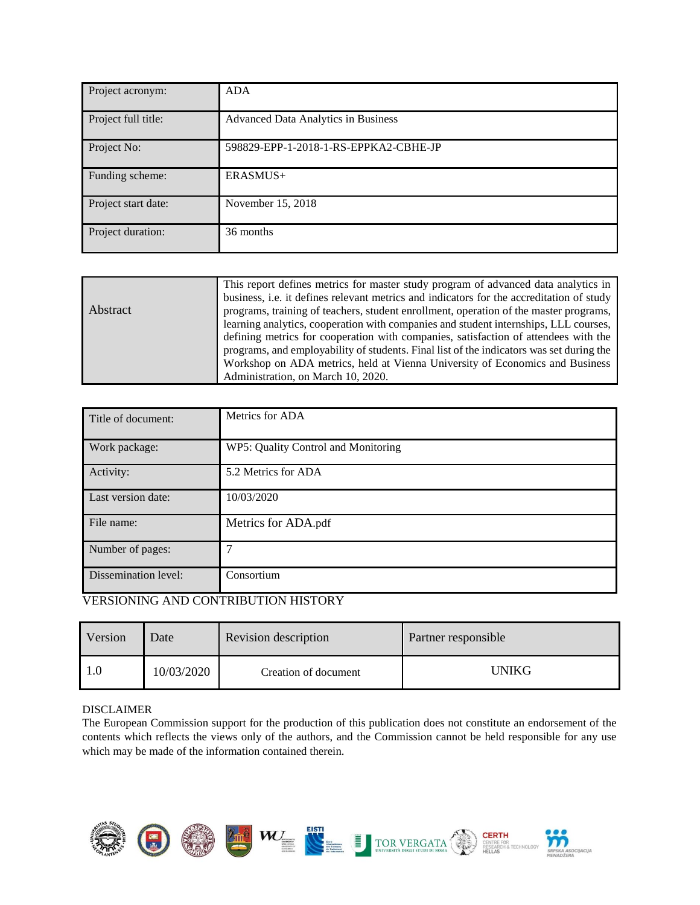| Project acronym: | ADA |
| --- | --- |
| Project full title: | Advanced Data Analytics in Business |
| Project No: | 598829-EPP-1-2018-1-RS-EPPKA2-CBHE-JP |
| Funding scheme: | ERASMUS+ |
| Project start date: | November 15, 2018 |
| Project duration: | 36 months |

| Abstract | This report defines metrics for master study program of advanced data analytics in business, i.e. it defines relevant metrics and indicators for the accreditation of study programs, training of teachers, student enrollment, operation of the master programs, learning analytics, cooperation with companies and student internships, LLL courses, defining metrics for cooperation with companies, satisfaction of attendees with the programs, and employability of students. Final list of the indicators was set during the Workshop on ADA metrics, held at Vienna University of Economics and Business Administration, on March 10, 2020. |
| --- | --- |

| Title of document: | Metrics for ADA |
| --- | --- |
| Work package: | WP5: Quality Control and Monitoring |
| Activity: | 5.2 Metrics for ADA |
| Last version date: | 10/03/2020 |
| File name: | Metrics for ADA.pdf |
| Number of pages: | 7 |
| Dissemination level: | Consortium |

VERSIONING AND CONTRIBUTION HISTORY

| Version | Date | Revision description | Partner responsible |
| --- | --- | --- | --- |
| 1.0 | 10/03/2020 | Creation of document | UNIKG |

DISCLAIMER

The European Commission support for the production of this publication does not constitute an endorsement of the contents which reflects the views only of the authors, and the Commission cannot be held responsible for any use which may be made of the information contained therein.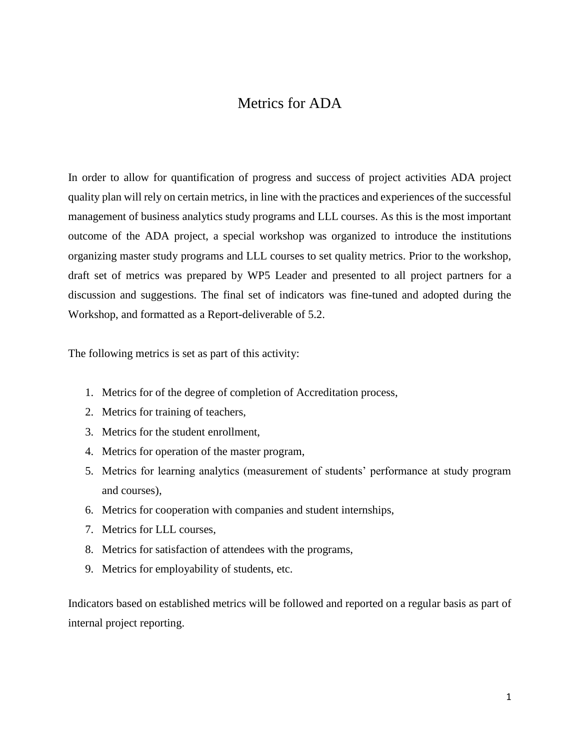# Metrics for ADA

In order to allow for quantification of progress and success of project activities ADA project quality plan will rely on certain metrics, in line with the practices and experiences of the successful management of business analytics study programs and LLL courses. As this is the most important outcome of the ADA project, a special workshop was organized to introduce the institutions organizing master study programs and LLL courses to set quality metrics. Prior to the workshop, draft set of metrics was prepared by WP5 Leader and presented to all project partners for a discussion and suggestions. The final set of indicators was fine-tuned and adopted during the Workshop, and formatted as a Report-deliverable of 5.2.

The following metrics is set as part of this activity:

1. Metrics for of the degree of completion of Accreditation process,
2. Metrics for training of teachers,
3. Metrics for the student enrollment,
4. Metrics for operation of the master program,
5. Metrics for learning analytics (measurement of students' performance at study program and courses),
6. Metrics for cooperation with companies and student internships,
7. Metrics for LLL courses,
8. Metrics for satisfaction of attendees with the programs,
9. Metrics for employability of students, etc.

Indicators based on established metrics will be followed and reported on a regular basis as part of internal project reporting.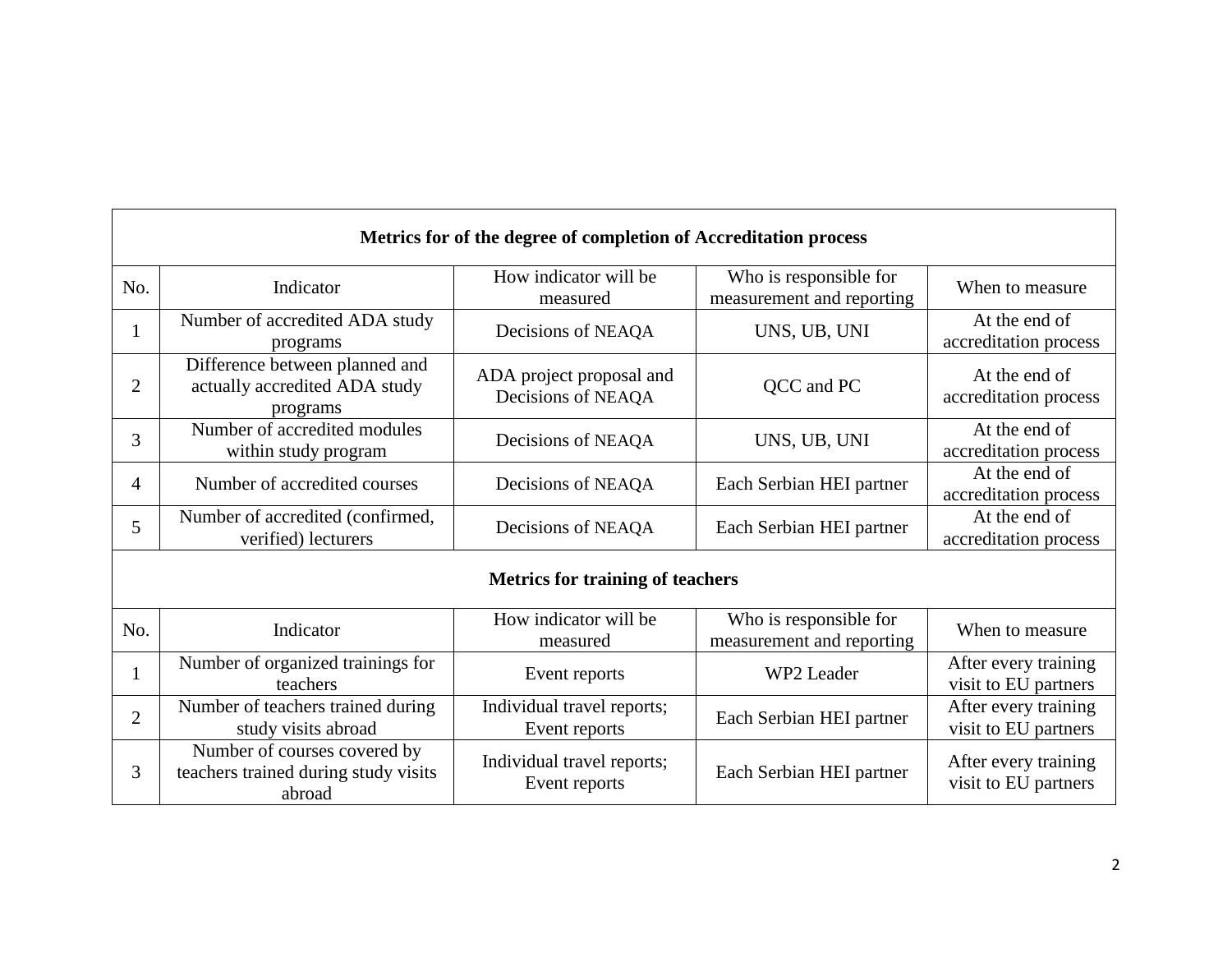| Metrics for of the degree of completion of Accreditation process | | | | |
|---|---|---|---|---|
| No. | Indicator | How indicator will be measured | Who is responsible for measurement and reporting | When to measure |
| 1 | Number of accredited ADA study programs | Decisions of NEAQA | UNS, UB, UNI | At the end of accreditation process |
| 2 | Difference between planned and actually accredited ADA study programs | ADA project proposal and Decisions of NEAQA | QCC and PC | At the end of accreditation process |
| 3 | Number of accredited modules within study program | Decisions of NEAQA | UNS, UB, UNI | At the end of accreditation process |
| 4 | Number of accredited courses | Decisions of NEAQA | Each Serbian HEI partner | At the end of accreditation process |
| 5 | Number of accredited (confirmed, verified) lecturers | Decisions of NEAQA | Each Serbian HEI partner | At the end of accreditation process |

| Metrics for training of teachers | | | | |
|---|---|---|---|---|
| No. | Indicator | How indicator will be measured | Who is responsible for measurement and reporting | When to measure |
| 1 | Number of organized trainings for teachers | Event reports | WP2 Leader | After every training visit to EU partners |
| 2 | Number of teachers trained during study visits abroad | Individual travel reports; Event reports | Each Serbian HEI partner | After every training visit to EU partners |
| 3 | Number of courses covered by teachers trained during study visits abroad | Individual travel reports; Event reports | Each Serbian HEI partner | After every training visit to EU partners |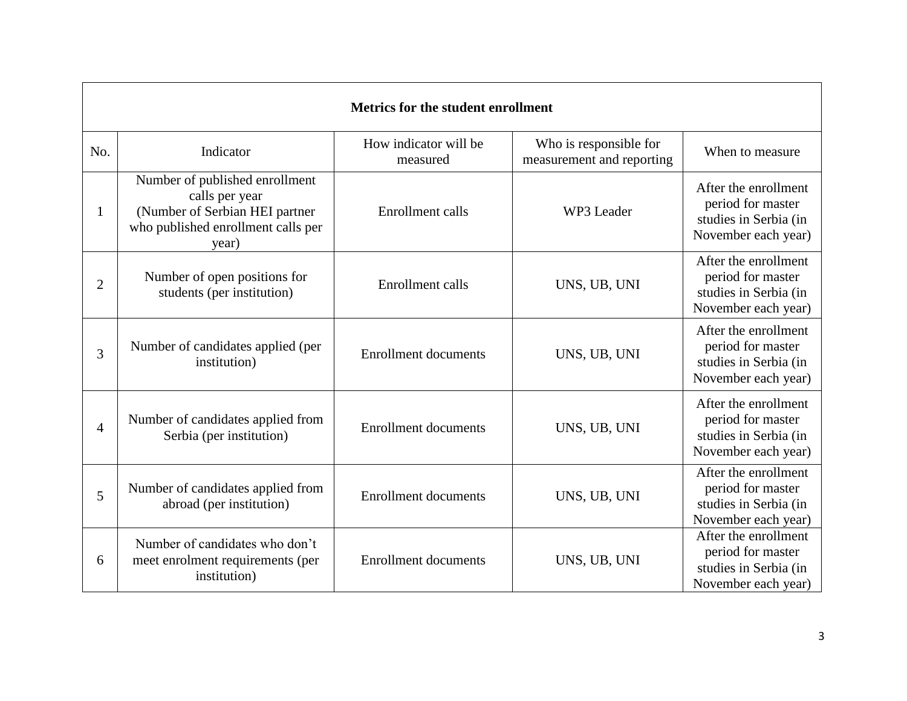| Metrics for the student enrollment | | | | |
|---|---|---|---|---|
| No. | Indicator | How indicator will be measured | Who is responsible for measurement and reporting | When to measure |
| 1 | Number of published enrollment calls per year (Number of Serbian HEI partner who published enrollment calls per year) | Enrollment calls | WP3 Leader | After the enrollment period for master studies in Serbia (in November each year) |
| 2 | Number of open positions for students (per institution) | Enrollment calls | UNS, UB, UNI | After the enrollment period for master studies in Serbia (in November each year) |
| 3 | Number of candidates applied (per institution) | Enrollment documents | UNS, UB, UNI | After the enrollment period for master studies in Serbia (in November each year) |
| 4 | Number of candidates applied from Serbia (per institution) | Enrollment documents | UNS, UB, UNI | After the enrollment period for master studies in Serbia (in November each year) |
| 5 | Number of candidates applied from abroad (per institution) | Enrollment documents | UNS, UB, UNI | After the enrollment period for master studies in Serbia (in November each year) |
| 6 | Number of candidates who don't meet enrolment requirements (per institution) | Enrollment documents | UNS, UB, UNI | After the enrollment period for master studies in Serbia (in November each year) |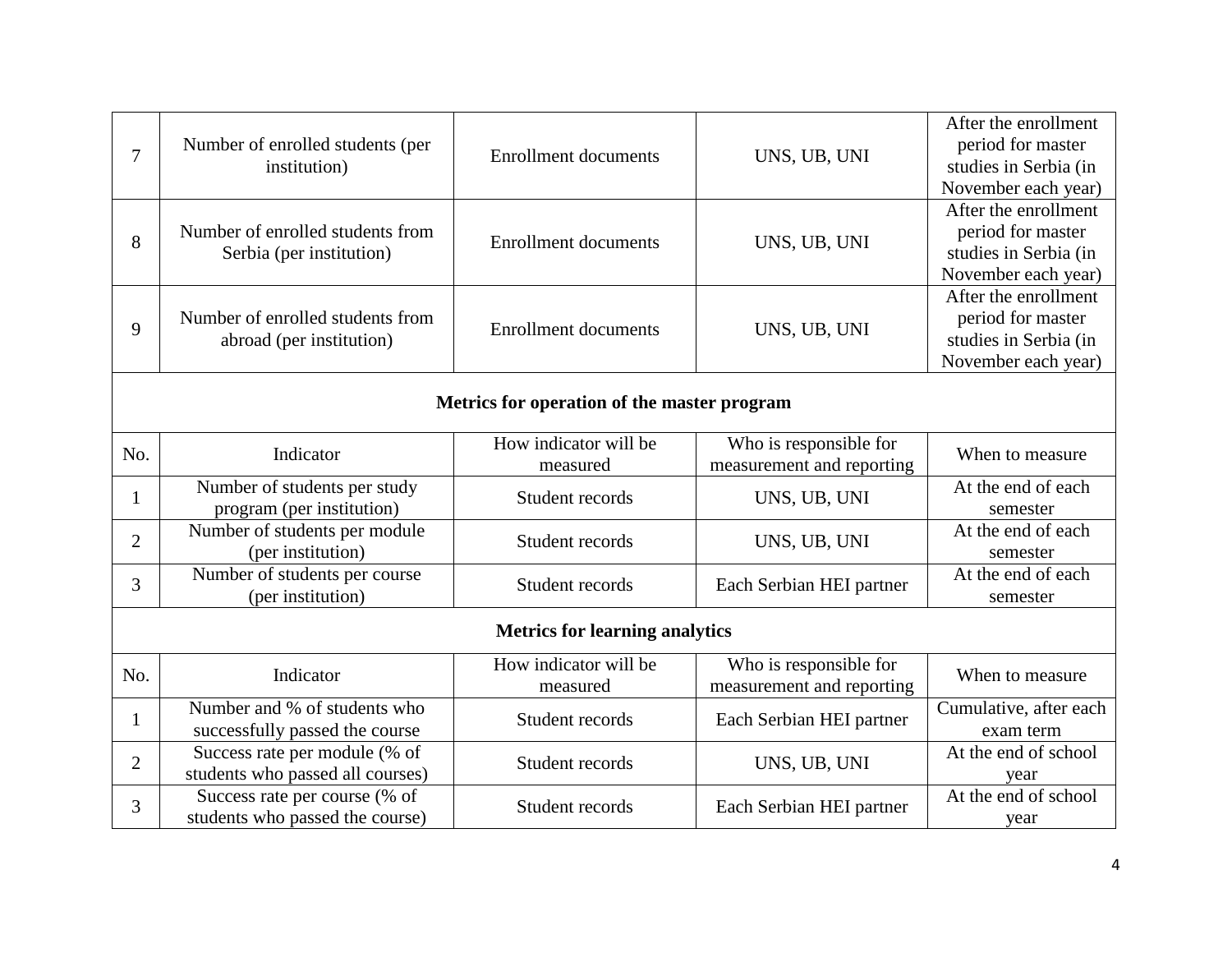| 7 | Number of enrolled students (per institution) | Enrollment documents | UNS, UB, UNI | After the enrollment period for master studies in Serbia (in November each year) |
|---|---|---|---|---|
| 8 | Number of enrolled students from Serbia (per institution) | Enrollment documents | UNS, UB, UNI | After the enrollment period for master studies in Serbia (in November each year) |
| 9 | Number of enrolled students from abroad (per institution) | Enrollment documents | UNS, UB, UNI | After the enrollment period for master studies in Serbia (in November each year) |
| **Metrics for operation of the master program** | | | | |
| No. | Indicator | How indicator will be measured | Who is responsible for measurement and reporting | When to measure |
| 1 | Number of students per study program (per institution) | Student records | UNS, UB, UNI | At the end of each semester |
| 2 | Number of students per module (per institution) | Student records | UNS, UB, UNI | At the end of each semester |
| 3 | Number of students per course (per institution) | Student records | Each Serbian HEI partner | At the end of each semester |
| **Metrics for learning analytics** | | | | |
| No. | Indicator | How indicator will be measured | Who is responsible for measurement and reporting | When to measure |
| 1 | Number and % of students who successfully passed the course | Student records | Each Serbian HEI partner | Cumulative, after each exam term |
| 2 | Success rate per module (% of students who passed all courses) | Student records | UNS, UB, UNI | At the end of school year |
| 3 | Success rate per course (% of students who passed the course) | Student records | Each Serbian HEI partner | At the end of school year |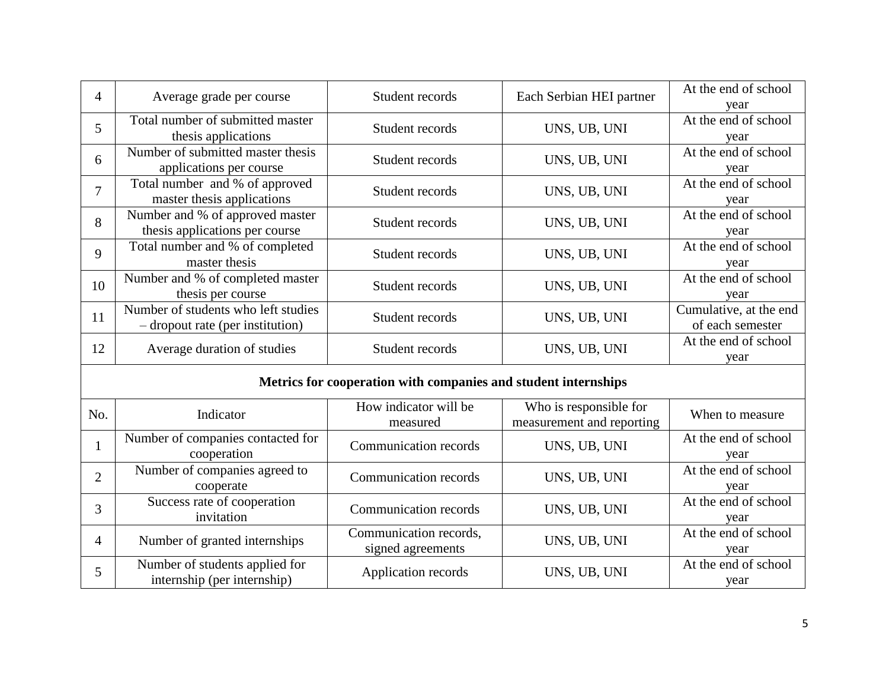| | | | | |
|---|---|---|---|---|
| 4 | Average grade per course | Student records | Each Serbian HEI partner | At the end of school year |
| 5 | Total number of submitted master thesis applications | Student records | UNS, UB, UNI | At the end of school year |
| 6 | Number of submitted master thesis applications per course | Student records | UNS, UB, UNI | At the end of school year |
| 7 | Total number and % of approved master thesis applications | Student records | UNS, UB, UNI | At the end of school year |
| 8 | Number and % of approved master thesis applications per course | Student records | UNS, UB, UNI | At the end of school year |
| 9 | Total number and % of completed master thesis | Student records | UNS, UB, UNI | At the end of school year |
| 10 | Number and % of completed master thesis per course | Student records | UNS, UB, UNI | At the end of school year |
| 11 | Number of students who left studies – dropout rate (per institution) | Student records | UNS, UB, UNI | Cumulative, at the end of each semester |
| 12 | Average duration of studies | Student records | UNS, UB, UNI | At the end of school year |

**Metrics for cooperation with companies and student internships**

| No. | Indicator | How indicator will be measured | Who is responsible for measurement and reporting | When to measure |
|---|---|---|---|---|
| 1 | Number of companies contacted for cooperation | Communication records | UNS, UB, UNI | At the end of school year |
| 2 | Number of companies agreed to cooperate | Communication records | UNS, UB, UNI | At the end of school year |
| 3 | Success rate of cooperation invitation | Communication records | UNS, UB, UNI | At the end of school year |
| 4 | Number of granted internships | Communication records, signed agreements | UNS, UB, UNI | At the end of school year |
| 5 | Number of students applied for internship (per internship) | Application records | UNS, UB, UNI | At the end of school year |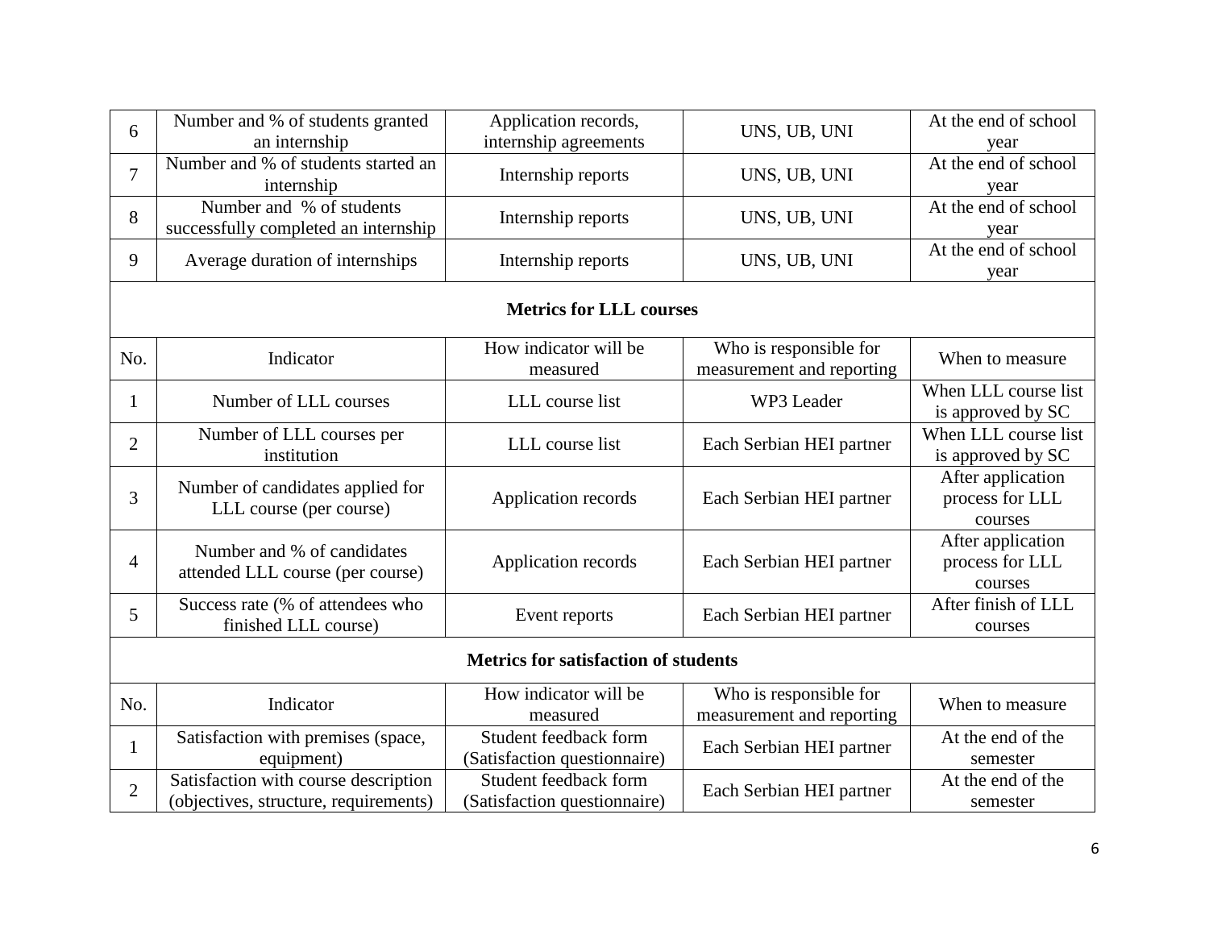| 6 | Number and % of students granted an internship | Application records, internship agreements | UNS, UB, UNI | At the end of school year |
|---|---|---|---|---|
| 7 | Number and % of students started an internship | Internship reports | UNS, UB, UNI | At the end of school year |
| 8 | Number and % of students successfully completed an internship | Internship reports | UNS, UB, UNI | At the end of school year |
| 9 | Average duration of internships | Internship reports | UNS, UB, UNI | At the end of school year |
| **Metrics for LLL courses** | | | | |
| No. | Indicator | How indicator will be measured | Who is responsible for measurement and reporting | When to measure |
| 1 | Number of LLL courses | LLL course list | WP3 Leader | When LLL course list is approved by SC |
| 2 | Number of LLL courses per institution | LLL course list | Each Serbian HEI partner | When LLL course list is approved by SC |
| 3 | Number of candidates applied for LLL course (per course) | Application records | Each Serbian HEI partner | After application process for LLL courses |
| 4 | Number and % of candidates attended LLL course (per course) | Application records | Each Serbian HEI partner | After application process for LLL courses |
| 5 | Success rate (% of attendees who finished LLL course) | Event reports | Each Serbian HEI partner | After finish of LLL courses |
| **Metrics for satisfaction of students** | | | | |
| No. | Indicator | How indicator will be measured | Who is responsible for measurement and reporting | When to measure |
| 1 | Satisfaction with premises (space, equipment) | Student feedback form (Satisfaction questionnaire) | Each Serbian HEI partner | At the end of the semester |
| 2 | Satisfaction with course description (objectives, structure, requirements) | Student feedback form (Satisfaction questionnaire) | Each Serbian HEI partner | At the end of the semester |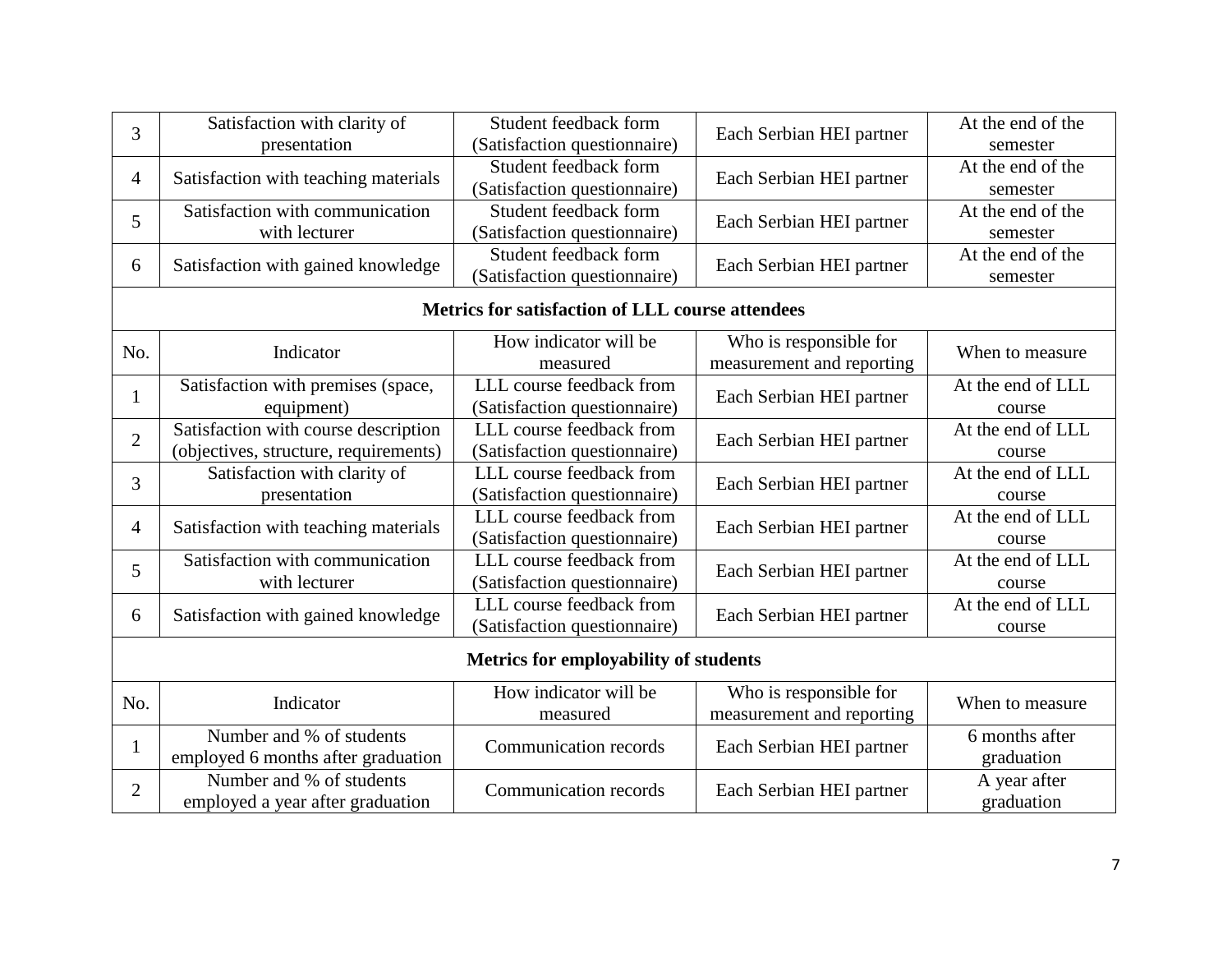| | | | | |
|---|---|---|---|---|
| 3 | Satisfaction with clarity of presentation | Student feedback form (Satisfaction questionnaire) | Each Serbian HEI partner | At the end of the semester |
| 4 | Satisfaction with teaching materials | Student feedback form (Satisfaction questionnaire) | Each Serbian HEI partner | At the end of the semester |
| 5 | Satisfaction with communication with lecturer | Student feedback form (Satisfaction questionnaire) | Each Serbian HEI partner | At the end of the semester |
| 6 | Satisfaction with gained knowledge | Student feedback form (Satisfaction questionnaire) | Each Serbian HEI partner | At the end of the semester |
| **Metrics for satisfaction of LLL course attendees** | | | | |
| No. | Indicator | How indicator will be measured | Who is responsible for measurement and reporting | When to measure |
| 1 | Satisfaction with premises (space, equipment) | LLL course feedback from (Satisfaction questionnaire) | Each Serbian HEI partner | At the end of LLL course |
| 2 | Satisfaction with course description (objectives, structure, requirements) | LLL course feedback from (Satisfaction questionnaire) | Each Serbian HEI partner | At the end of LLL course |
| 3 | Satisfaction with clarity of presentation | LLL course feedback from (Satisfaction questionnaire) | Each Serbian HEI partner | At the end of LLL course |
| 4 | Satisfaction with teaching materials | LLL course feedback from (Satisfaction questionnaire) | Each Serbian HEI partner | At the end of LLL course |
| 5 | Satisfaction with communication with lecturer | LLL course feedback from (Satisfaction questionnaire) | Each Serbian HEI partner | At the end of LLL course |
| 6 | Satisfaction with gained knowledge | LLL course feedback from (Satisfaction questionnaire) | Each Serbian HEI partner | At the end of LLL course |
| **Metrics for employability of students** | | | | |
| No. | Indicator | How indicator will be measured | Who is responsible for measurement and reporting | When to measure |
| 1 | Number and % of students employed 6 months after graduation | Communication records | Each Serbian HEI partner | 6 months after graduation |
| 2 | Number and % of students employed a year after graduation | Communication records | Each Serbian HEI partner | A year after graduation |